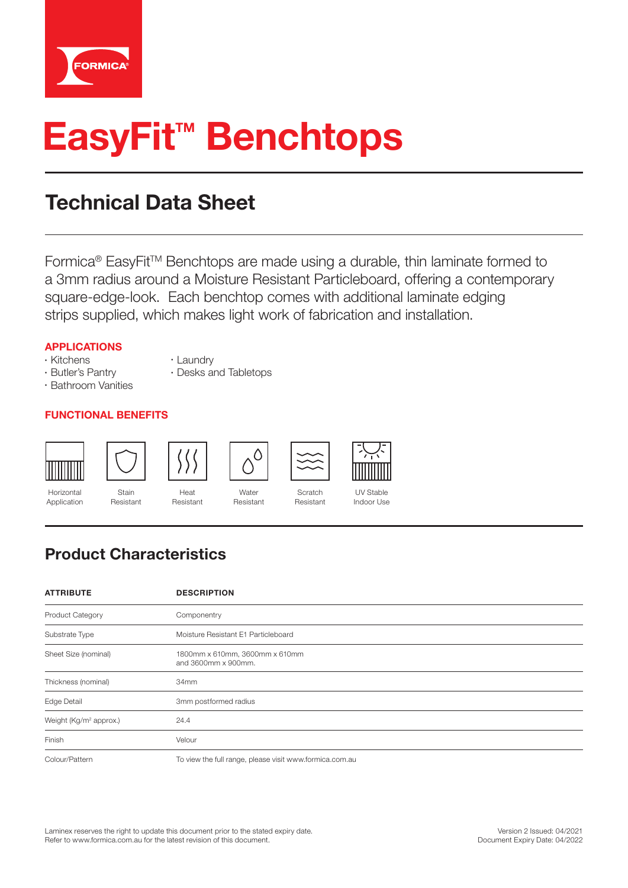FORMICA®

# EasyFit™ Benchtops

## Technical Data Sheet

Formica® EasyFit™ Benchtops are made using a durable, thin laminate formed to a 3mm radius around a Moisture Resistant Particleboard, offering a contemporary square-edge-look. Each benchtop comes with additional laminate edging strips supplied, which makes light work of fabrication and installation.

### APPLICATIONS

- Kitchens
- Butler's Pantry
- Bathroom Vanities
- Laundry
- Desks and Tabletops

### FUNCTIONAL BENEFITS

- Horizontal Application
- Stain Resistant
- Heat Resistant
- Water Resistant
- Scratch Resistant
- UV Stable Indoor Use

## Product Characteristics

| ATTRIBUTE | DESCRIPTION |
|---|---|
| Product Category | Componentry |
| Substrate Type | Moisture Resistant E1 Particleboard |
| Sheet Size (nominal) | 1800mm x 610mm, 3600mm x 610mm and 3600mm x 900mm. |
| Thickness (nominal) | 34mm |
| Edge Detail | 3mm postformed radius |
| Weight (Kg/m² approx.) | 24.4 |
| Finish | Velour |
| Colour/Pattern | To view the full range, please visit www.formica.com.au |

Laminex reserves the right to update this document prior to the stated expiry date.
Refer to www.formica.com.au for the latest revision of this document.

Version 2 Issued: 04/2021
Document Expiry Date: 04/2022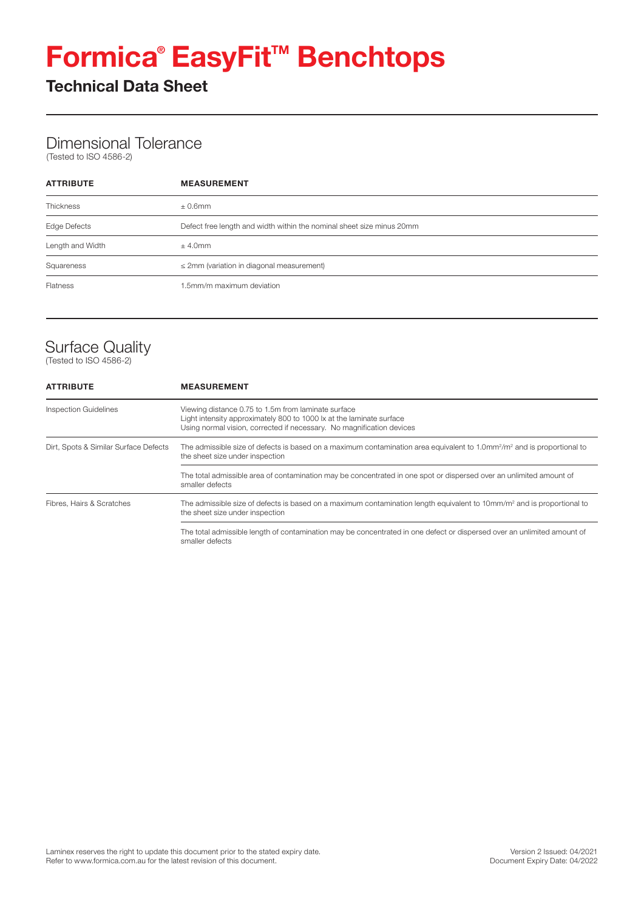# Formica® EasyFit™ Benchtops

## Technical Data Sheet

### Dimensional Tolerance

(Tested to ISO 4586-2)

| ATTRIBUTE | MEASUREMENT |
| --- | --- |
| Thickness | ± 0.6mm |
| Edge Defects | Defect free length and width within the nominal sheet size minus 20mm |
| Length and Width | ± 4.0mm |
| Squareness | ≤ 2mm (variation in diagonal measurement) |
| Flatness | 1.5mm/m maximum deviation |

### Surface Quality

(Tested to ISO 4586-2)

| ATTRIBUTE | MEASUREMENT |
| --- | --- |
| Inspection Guidelines | Viewing distance 0.75 to 1.5m from laminate surface<br>Light intensity approximately 800 to 1000 lx at the laminate surface<br>Using normal vision, corrected if necessary. No magnification devices |
| Dirt, Spots & Similar Surface Defects | The admissible size of defects is based on a maximum contamination area equivalent to $1.0mm^2/m^2$ and is proportional to the sheet size under inspection |
| | The total admissible area of contamination may be concentrated in one spot or dispersed over an unlimited amount of smaller defects |
| Fibres, Hairs & Scratches | The admissible size of defects is based on a maximum contamination length equivalent to $10mm/m^2$ and is proportional to the sheet size under inspection |
| | The total admissible length of contamination may be concentrated in one defect or dispersed over an unlimited amount of smaller defects |

Laminex reserves the right to update this document prior to the stated expiry date.
Refer to www.formica.com.au for the latest revision of this document.

Version 2 Issued: 04/2021
Document Expiry Date: 04/2022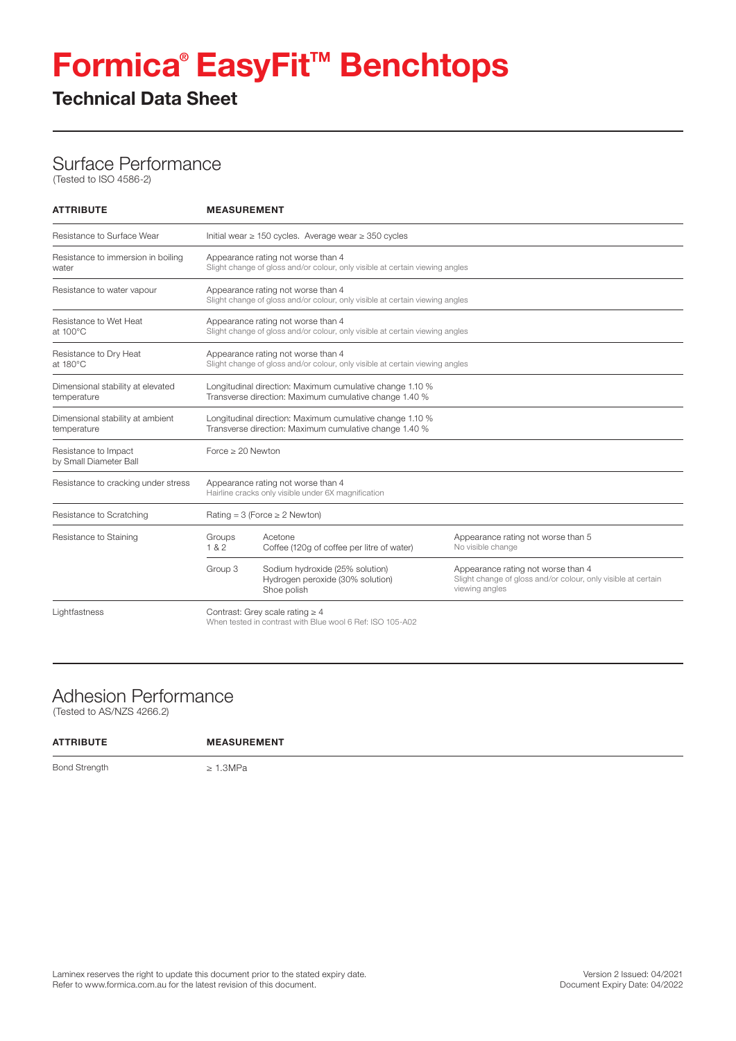# Formica® EasyFit™ Benchtops

## Technical Data Sheet

## Surface Performance

(Tested to ISO 4586-2)

| ATTRIBUTE | MEASUREMENT | | |
|---|---|---|---|
| Resistance to Surface Wear | Initial wear ≥ 150 cycles. Average wear ≥ 350 cycles | | |
| Resistance to immersion in boiling water | Appearance rating not worse than 4<br>Slight change of gloss and/or colour, only visible at certain viewing angles | | |
| Resistance to water vapour | Appearance rating not worse than 4<br>Slight change of gloss and/or colour, only visible at certain viewing angles | | |
| Resistance to Wet Heat at 100°C | Appearance rating not worse than 4<br>Slight change of gloss and/or colour, only visible at certain viewing angles | | |
| Resistance to Dry Heat at 180°C | Appearance rating not worse than 4<br>Slight change of gloss and/or colour, only visible at certain viewing angles | | |
| Dimensional stability at elevated temperature | Longitudinal direction: Maximum cumulative change 1.10 %<br>Transverse direction: Maximum cumulative change 1.40 % | | |
| Dimensional stability at ambient temperature | Longitudinal direction: Maximum cumulative change 1.10 %<br>Transverse direction: Maximum cumulative change 1.40 % | | |
| Resistance to Impact by Small Diameter Ball | Force ≥ 20 Newton | | |
| Resistance to cracking under stress | Appearance rating not worse than 4<br>Hairline cracks only visible under 6X magnification | | |
| Resistance to Scratching | Rating = 3 (Force ≥ 2 Newton) | | |
| Resistance to Staining | Groups 1 & 2 | Acetone<br>Coffee (120g of coffee per litre of water) | Appearance rating not worse than 5<br>No visible change |
| | Group 3 | Sodium hydroxide (25% solution)<br>Hydrogen peroxide (30% solution)<br>Shoe polish | Appearance rating not worse than 4<br>Slight change of gloss and/or colour, only visible at certain viewing angles |
| Lightfastness | Contrast: Grey scale rating ≥ 4<br>When tested in contrast with Blue wool 6 Ref: ISO 105-A02 | | |

## Adhesion Performance

(Tested to AS/NZS 4266.2)

| ATTRIBUTE | MEASUREMENT |
|---|---|
| Bond Strength | ≥ 1.3MPa |

Laminex reserves the right to update this document prior to the stated expiry date.
Refer to www.formica.com.au for the latest revision of this document.

Version 2 Issued: 04/2021
Document Expiry Date: 04/2022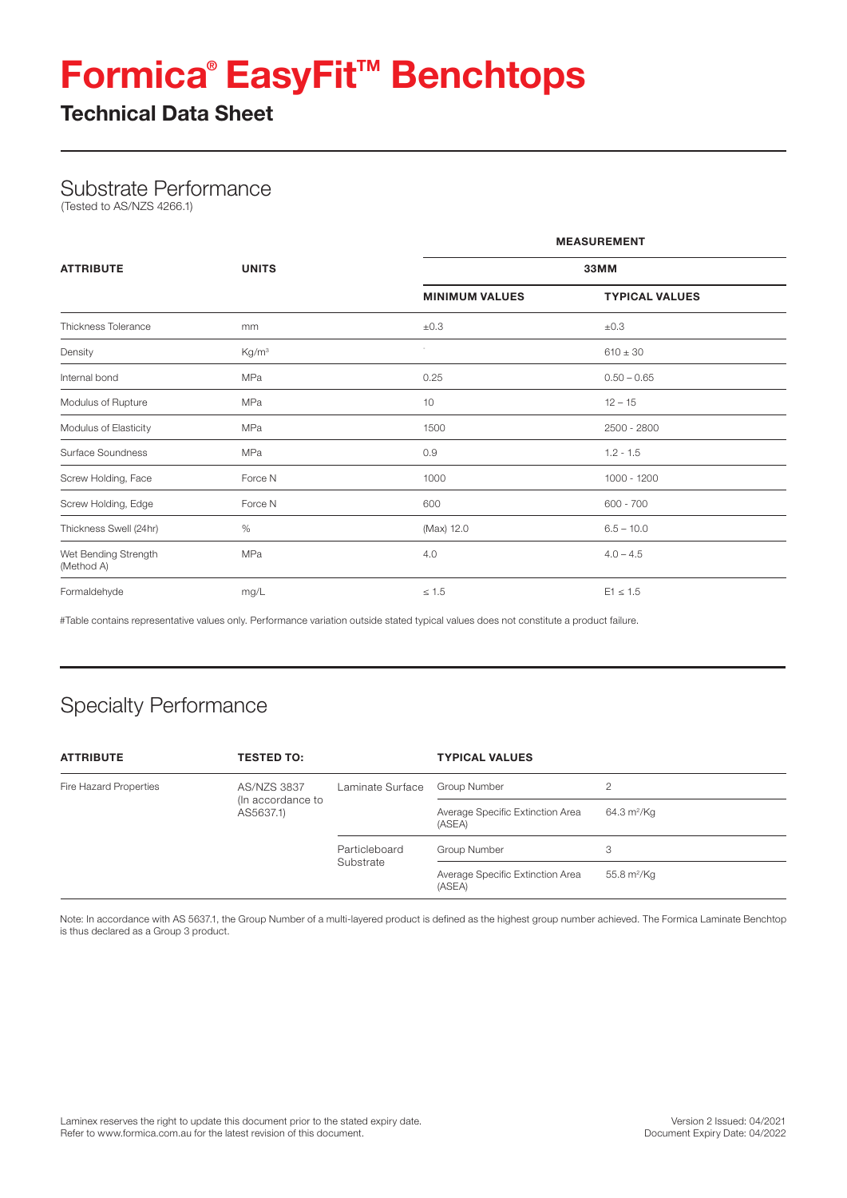# Formica® EasyFit™ Benchtops

## Technical Data Sheet

## Substrate Performance

(Tested to AS/NZS 4266.1)

| ATTRIBUTE | UNITS | MEASUREMENT | |
|---|---|---|---|
| | | 33MM | |
| | | MINIMUM VALUES | TYPICAL VALUES |
| Thickness Tolerance | mm | ±0.3 | ±0.3 |
| Density | Kg/m³ | - | 610 ± 30 |
| Internal bond | MPa | 0.25 | 0.50 – 0.65 |
| Modulus of Rupture | MPa | 10 | 12 – 15 |
| Modulus of Elasticity | MPa | 1500 | 2500 - 2800 |
| Surface Soundness | MPa | 0.9 | 1.2 - 1.5 |
| Screw Holding, Face | Force N | 1000 | 1000 - 1200 |
| Screw Holding, Edge | Force N | 600 | 600 - 700 |
| Thickness Swell (24hr) | % | (Max) 12.0 | 6.5 – 10.0 |
| Wet Bending Strength (Method A) | MPa | 4.0 | 4.0 – 4.5 |
| Formaldehyde | mg/L | ≤ 1.5 | E1 ≤ 1.5 |

#Table contains representative values only. Performance variation outside stated typical values does not constitute a product failure.

## Specialty Performance

| ATTRIBUTE | TESTED TO: | | TYPICAL VALUES | |
|---|---|---|---|---|
| Fire Hazard Properties | AS/NZS 3837 (In accordance to AS5637.1) | Laminate Surface | Group Number | 2 |
| | | | Average Specific Extinction Area (ASEA) | 64.3 m²/Kg |
| | | Particleboard Substrate | Group Number | 3 |
| | | | Average Specific Extinction Area (ASEA) | 55.8 m²/Kg |

Note: In accordance with AS 5637.1, the Group Number of a multi-layered product is defined as the highest group number achieved. The Formica Laminate Benchtop is thus declared as a Group 3 product.

Laminex reserves the right to update this document prior to the stated expiry date.
Refer to www.formica.com.au for the latest revision of this document.

Version 2 Issued: 04/2021
Document Expiry Date: 04/2022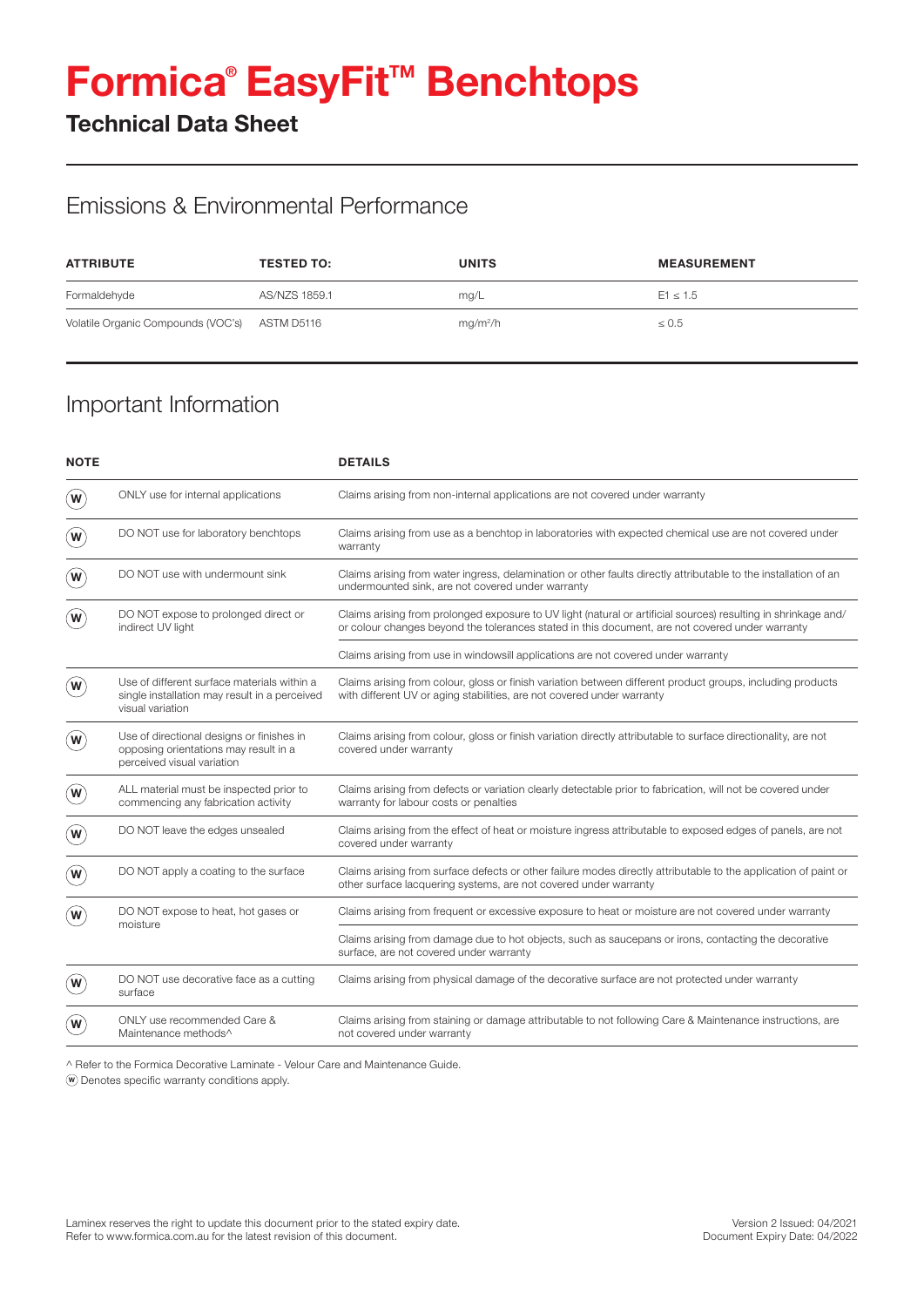# Formica® EasyFit™ Benchtops

## Technical Data Sheet

## Emissions & Environmental Performance

| ATTRIBUTE | TESTED TO: | UNITS | MEASUREMENT |
|---|---|---|---|
| Formaldehyde | AS/NZS 1859.1 | mg/L | E1 ≤ 1.5 |
| Volatile Organic Compounds (VOC's) | ASTM D5116 | $mg/m^2/h$ | ≤ 0.5 |

## Important Information

| | NOTE | DETAILS |
|---|---|---|
| (W) | ONLY use for internal applications | Claims arising from non-internal applications are not covered under warranty |
| (W) | DO NOT use for laboratory benchtops | Claims arising from use as a benchtop in laboratories with expected chemical use are not covered under warranty |
| (W) | DO NOT use with undermount sink | Claims arising from water ingress, delamination or other faults directly attributable to the installation of an undermounted sink, are not covered under warranty |
| (W) | DO NOT expose to prolonged direct or indirect UV light | Claims arising from prolonged exposure to UV light (natural or artificial sources) resulting in shrinkage and/ or colour changes beyond the tolerances stated in this document, are not covered under warranty |
| | | Claims arising from use in windowsill applications are not covered under warranty |
| (W) | Use of different surface materials within a single installation may result in a perceived visual variation | Claims arising from colour, gloss or finish variation between different product groups, including products with different UV or aging stabilities, are not covered under warranty |
| (W) | Use of directional designs or finishes in opposing orientations may result in a perceived visual variation | Claims arising from colour, gloss or finish variation directly attributable to surface directionality, are not covered under warranty |
| (W) | ALL material must be inspected prior to commencing any fabrication activity | Claims arising from defects or variation clearly detectable prior to fabrication, will not be covered under warranty for labour costs or penalties |
| (W) | DO NOT leave the edges unsealed | Claims arising from the effect of heat or moisture ingress attributable to exposed edges of panels, are not covered under warranty |
| (W) | DO NOT apply a coating to the surface | Claims arising from surface defects or other failure modes directly attributable to the application of paint or other surface lacquering systems, are not covered under warranty |
| (W) | DO NOT expose to heat, hot gases or moisture | Claims arising from frequent or excessive exposure to heat or moisture are not covered under warranty |
| | | Claims arising from damage due to hot objects, such as saucepans or irons, contacting the decorative surface, are not covered under warranty |
| (W) | DO NOT use decorative face as a cutting surface | Claims arising from physical damage of the decorative surface are not protected under warranty |
| (W) | ONLY use recommended Care & Maintenance methods^ | Claims arising from staining or damage attributable to not following Care & Maintenance instructions, are not covered under warranty |

^ Refer to the Formica Decorative Laminate - Velour Care and Maintenance Guide.

(W) Denotes specific warranty conditions apply.

Laminex reserves the right to update this document prior to the stated expiry date.
Refer to www.formica.com.au for the latest revision of this document.

Version 2 Issued: 04/2021
Document Expiry Date: 04/2022